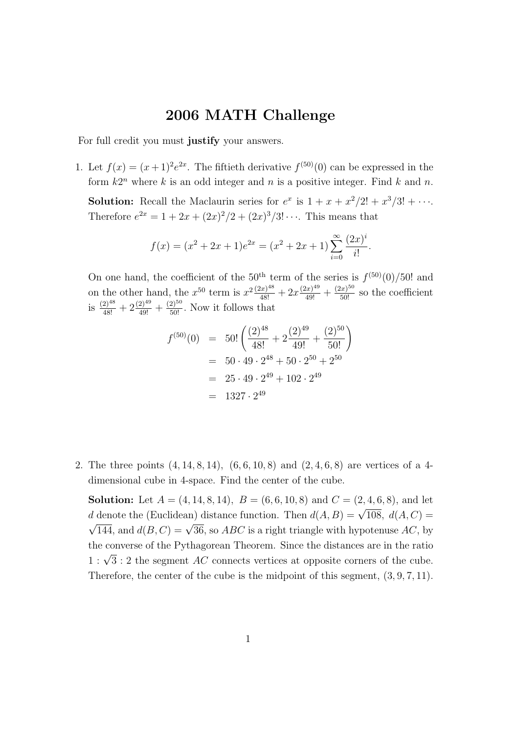# 2006 MATH Challenge

For full credit you must **justify** your answers.

1. Let $f(x) = (x+1)^2 e^{2x}$. The fiftieth derivative $f^{(50)}(0)$ can be expressed in the form $k2^n$ where $k$ is an odd integer and $n$ is a positive integer. Find $k$ and $n$.

   **Solution:** Recall the Maclaurin series for $e^x$ is $1 + x + x^2/2! + x^3/3! + \cdots$. Therefore $e^{2x} = 1 + 2x + (2x)^2/2 + (2x)^3/3! \cdots$. This means that

   $$f(x) = (x^2 + 2x + 1)e^{2x} = (x^2 + 2x + 1)\sum_{i=0}^{\infty} \frac{(2x)^i}{i!}.$$

   On one hand, the coefficient of the 50$^{\text{th}}$ term of the series is $f^{(50)}(0)/50!$ and on the other hand, the $x^{50}$ term is $x^2 \frac{(2x)^{48}}{48!} + 2x\frac{(2x)^{49}}{49!} + \frac{(2x)^{50}}{50!}$ so the coefficient is $\frac{(2)^{48}}{48!} + 2\frac{(2)^{49}}{49!} + \frac{(2)^{50}}{50!}$. Now it follows that

   $$\begin{aligned} f^{(50)}(0) &= 50!\left(\frac{(2)^{48}}{48!} + 2\frac{(2)^{49}}{49!} + \frac{(2)^{50}}{50!}\right) \\ &= 50 \cdot 49 \cdot 2^{48} + 50 \cdot 2^{50} + 2^{50} \\ &= 25 \cdot 49 \cdot 2^{49} + 102 \cdot 2^{49} \\ &= 1327 \cdot 2^{49} \end{aligned}$$

2. The three points $(4, 14, 8, 14)$, $(6, 6, 10, 8)$ and $(2, 4, 6, 8)$ are vertices of a 4-dimensional cube in 4-space. Find the center of the cube.

   **Solution:** Let $A = (4, 14, 8, 14)$, $B = (6, 6, 10, 8)$ and $C = (2, 4, 6, 8)$, and let $d$ denote the (Euclidean) distance function. Then $d(A, B) = \sqrt{108}$, $d(A, C) = \sqrt{144}$, and $d(B, C) = \sqrt{36}$, so $ABC$ is a right triangle with hypotenuse $AC$, by the converse of the Pythagorean Theorem. Since the distances are in the ratio $1 : \sqrt{3} : 2$ the segment $AC$ connects vertices at opposite corners of the cube. Therefore, the center of the cube is the midpoint of this segment, $(3, 9, 7, 11)$.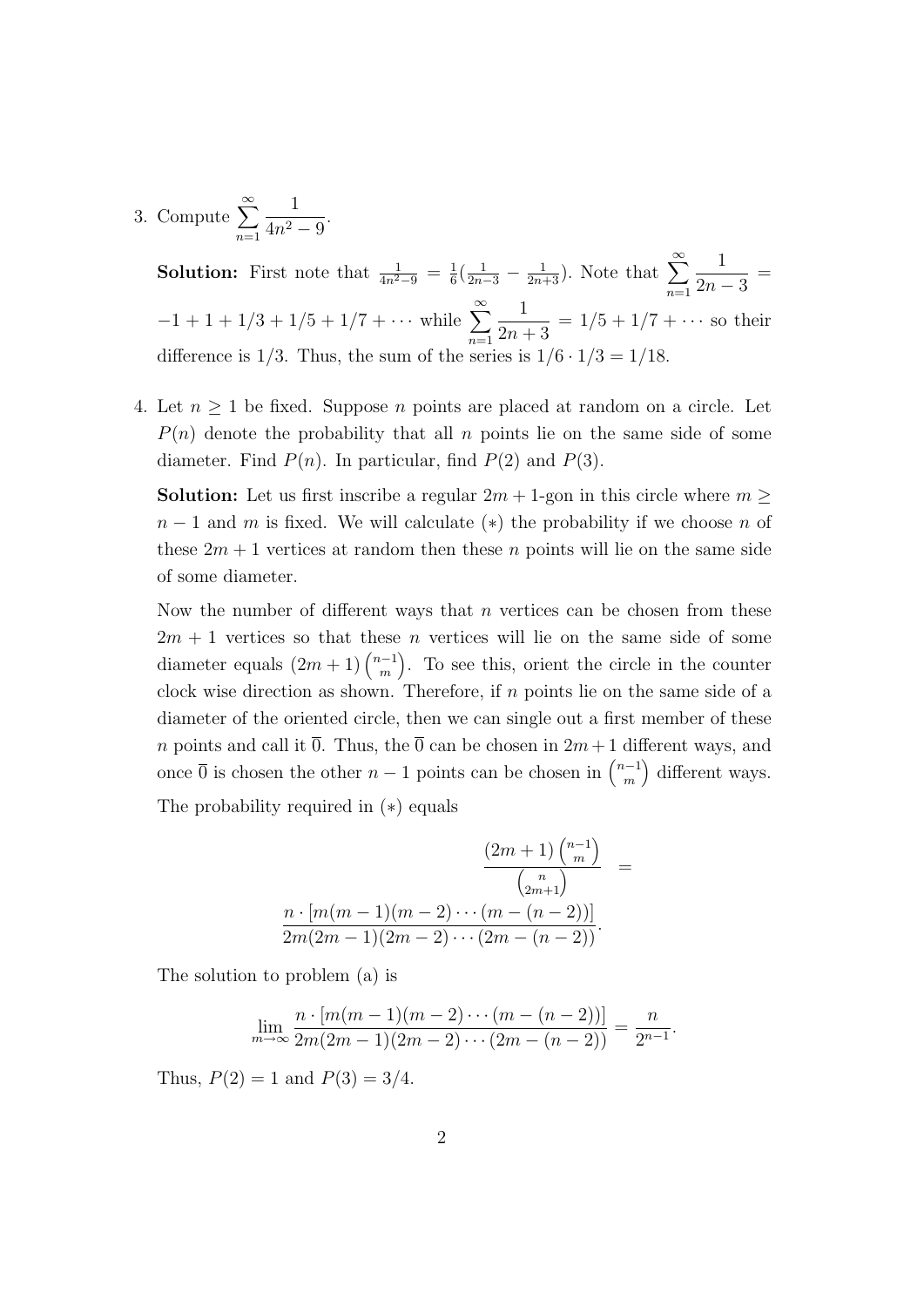3. Compute $\displaystyle\sum_{n=1}^{\infty} \frac{1}{4n^2-9}$.

   **Solution:** First note that $\frac{1}{4n^2-9} = \frac{1}{6}(\frac{1}{2n-3} - \frac{1}{2n+3})$. Note that $\displaystyle\sum_{n=1}^{\infty} \frac{1}{2n-3} = -1 + 1 + 1/3 + 1/5 + 1/7 + \cdots$ while $\displaystyle\sum_{n=1}^{\infty} \frac{1}{2n+3} = 1/5 + 1/7 + \cdots$ so their difference is $1/3$. Thus, the sum of the series is $1/6 \cdot 1/3 = 1/18$.

4. Let $n \geq 1$ be fixed. Suppose $n$ points are placed at random on a circle. Let $P(n)$ denote the probability that all $n$ points lie on the same side of some diameter. Find $P(n)$. In particular, find $P(2)$ and $P(3)$.

   **Solution:** Let us first inscribe a regular $2m+1$-gon in this circle where $m \geq n-1$ and $m$ is fixed. We will calculate $(*)$ the probability if we choose $n$ of these $2m+1$ vertices at random then these $n$ points will lie on the same side of some diameter.

   Now the number of different ways that $n$ vertices can be chosen from these $2m+1$ vertices so that these $n$ vertices will lie on the same side of some diameter equals $(2m+1)\binom{n-1}{m}$. To see this, orient the circle in the counter clock wise direction as shown. Therefore, if $n$ points lie on the same side of a diameter of the oriented circle, then we can single out a first member of these $n$ points and call it $\overline{0}$. Thus, the $\overline{0}$ can be chosen in $2m+1$ different ways, and once $\overline{0}$ is chosen the other $n-1$ points can be chosen in $\binom{n-1}{m}$ different ways.

   The probability required in $(*)$ equals

   $$\frac{(2m+1)\binom{n-1}{m}}{\binom{n}{2m+1}} = \frac{n \cdot [m(m-1)(m-2)\cdots(m-(n-2))]}{2m(2m-1)(2m-2)\cdots(2m-(n-2))}.$$

   The solution to problem (a) is

   $$\lim_{m\to\infty} \frac{n \cdot [m(m-1)(m-2)\cdots(m-(n-2))]}{2m(2m-1)(2m-2)\cdots(2m-(n-2))} = \frac{n}{2^{n-1}}.$$

   Thus, $P(2) = 1$ and $P(3) = 3/4$.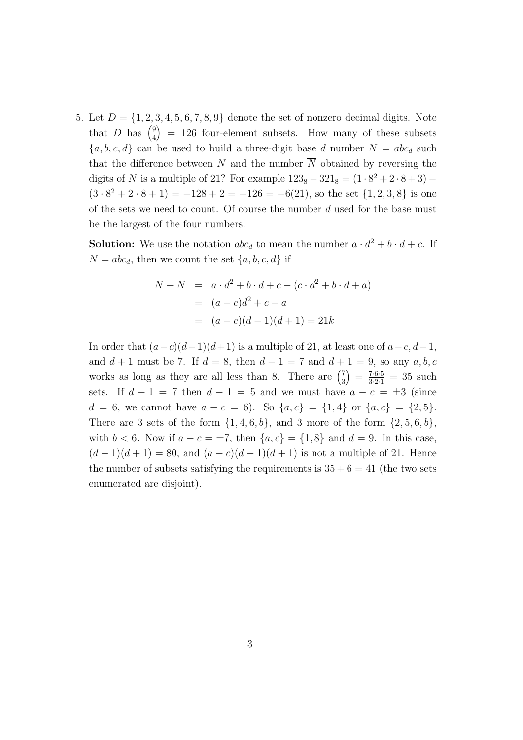5. Let $D = \{1, 2, 3, 4, 5, 6, 7, 8, 9\}$ denote the set of nonzero decimal digits. Note that $D$ has $\binom{9}{4} = 126$ four-element subsets. How many of these subsets $\{a, b, c, d\}$ can be used to build a three-digit base $d$ number $N = abc_d$ such that the difference between $N$ and the number $\overline{N}$ obtained by reversing the digits of $N$ is a multiple of 21? For example $123_8 - 321_8 = (1 \cdot 8^2 + 2 \cdot 8 + 3) - (3 \cdot 8^2 + 2 \cdot 8 + 1) = -128 + 2 = -126 = -6(21)$, so the set $\{1, 2, 3, 8\}$ is one of the sets we need to count. Of course the number $d$ used for the base must be the largest of the four numbers.

**Solution:** We use the notation $abc_d$ to mean the number $a \cdot d^2 + b \cdot d + c$. If $N = abc_d$, then we count the set $\{a, b, c, d\}$ if

$$
\begin{aligned}
N - \overline{N} &= a \cdot d^2 + b \cdot d + c - (c \cdot d^2 + b \cdot d + a) \\
&= (a - c)d^2 + c - a \\
&= (a - c)(d - 1)(d + 1) = 21k
\end{aligned}
$$

In order that $(a - c)(d - 1)(d + 1)$ is a multiple of 21, at least one of $a - c, d - 1$, and $d + 1$ must be 7. If $d = 8$, then $d - 1 = 7$ and $d + 1 = 9$, so any $a, b, c$ works as long as they are all less than 8. There are $\binom{7}{3} = \frac{7 \cdot 6 \cdot 5}{3 \cdot 2 \cdot 1} = 35$ such sets. If $d + 1 = 7$ then $d - 1 = 5$ and we must have $a - c = \pm 3$ (since $d = 6$, we cannot have $a - c = 6$). So $\{a, c\} = \{1, 4\}$ or $\{a, c\} = \{2, 5\}$. There are 3 sets of the form $\{1, 4, 6, b\}$, and 3 more of the form $\{2, 5, 6, b\}$, with $b < 6$. Now if $a - c = \pm 7$, then $\{a, c\} = \{1, 8\}$ and $d = 9$. In this case, $(d - 1)(d + 1) = 80$, and $(a - c)(d - 1)(d + 1)$ is not a multiple of 21. Hence the number of subsets satisfying the requirements is $35 + 6 = 41$ (the two sets enumerated are disjoint).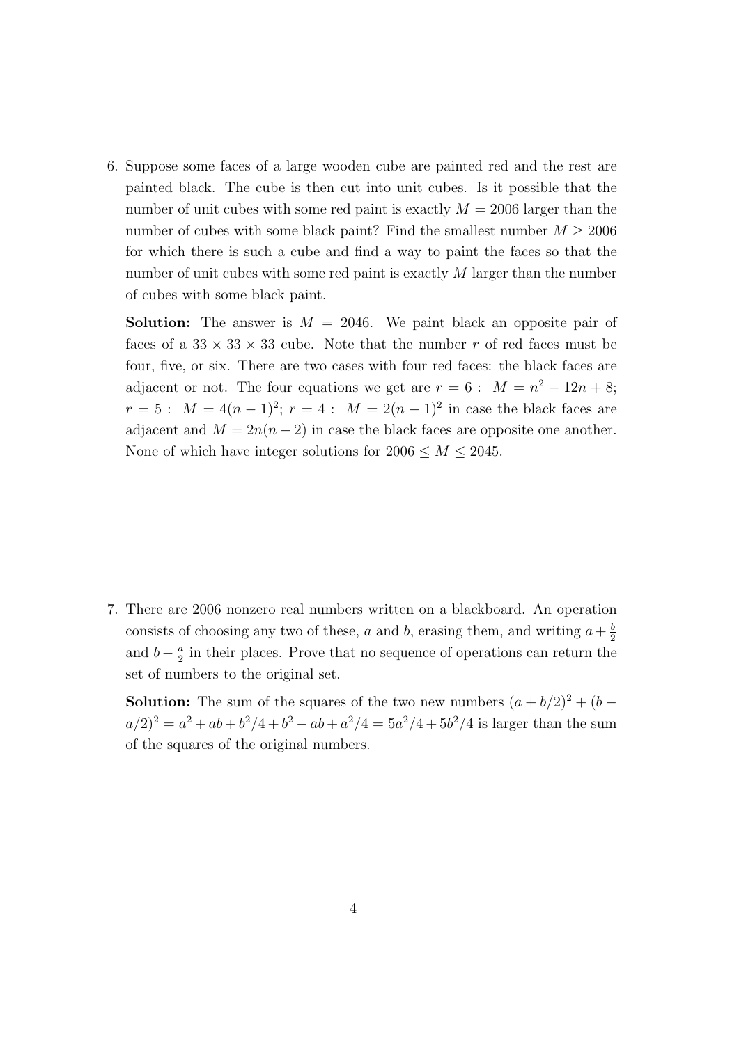6. Suppose some faces of a large wooden cube are painted red and the rest are painted black. The cube is then cut into unit cubes. Is it possible that the number of unit cubes with some red paint is exactly $M = 2006$ larger than the number of cubes with some black paint? Find the smallest number $M \geq 2006$ for which there is such a cube and find a way to paint the faces so that the number of unit cubes with some red paint is exactly $M$ larger than the number of cubes with some black paint.

   **Solution:** The answer is $M = 2046$. We paint black an opposite pair of faces of a $33 \times 33 \times 33$ cube. Note that the number $r$ of red faces must be four, five, or six. There are two cases with four red faces: the black faces are adjacent or not. The four equations we get are $r = 6 :\ M = n^2 - 12n + 8$; $r = 5 :\ M = 4(n-1)^2$; $r = 4 :\ M = 2(n-1)^2$ in case the black faces are adjacent and $M = 2n(n-2)$ in case the black faces are opposite one another. None of which have integer solutions for $2006 \leq M \leq 2045$.

7. There are 2006 nonzero real numbers written on a blackboard. An operation consists of choosing any two of these, $a$ and $b$, erasing them, and writing $a + \frac{b}{2}$ and $b - \frac{a}{2}$ in their places. Prove that no sequence of operations can return the set of numbers to the original set.

   **Solution:** The sum of the squares of the two new numbers $(a + b/2)^2 + (b - a/2)^2 = a^2 + ab + b^2/4 + b^2 - ab + a^2/4 = 5a^2/4 + 5b^2/4$ is larger than the sum of the squares of the original numbers.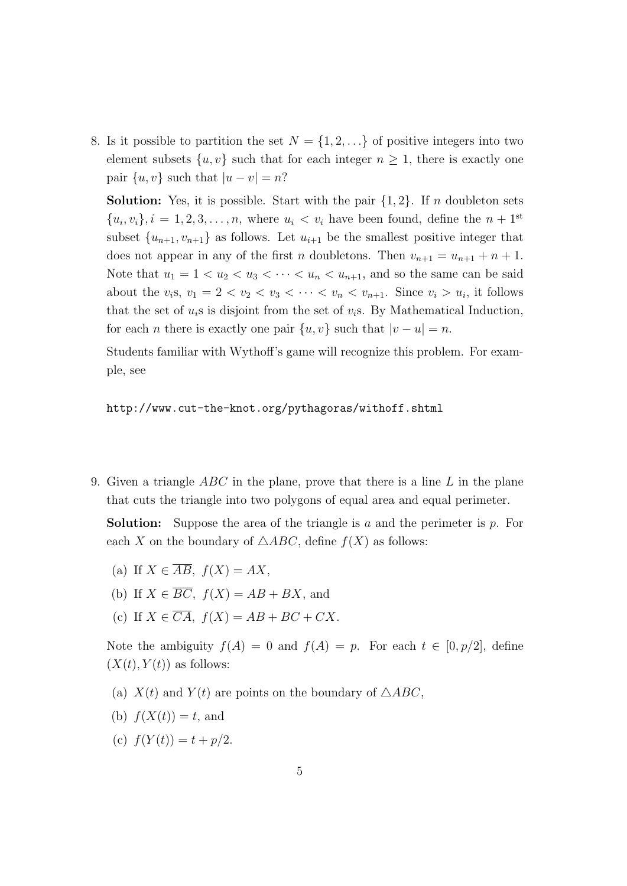8. Is it possible to partition the set $N = \{1, 2, \ldots\}$ of positive integers into two element subsets $\{u, v\}$ such that for each integer $n \geq 1$, there is exactly one pair $\{u, v\}$ such that $|u - v| = n$?

   **Solution:** Yes, it is possible. Start with the pair $\{1, 2\}$. If $n$ doubleton sets $\{u_i, v_i\}, i = 1, 2, 3, \ldots, n$, where $u_i < v_i$ have been found, define the $n + 1^{\text{st}}$ subset $\{u_{n+1}, v_{n+1}\}$ as follows. Let $u_{i+1}$ be the smallest positive integer that does not appear in any of the first $n$ doubletons. Then $v_{n+1} = u_{n+1} + n + 1$. Note that $u_1 = 1 < u_2 < u_3 < \cdots < u_n < u_{n+1}$, and so the same can be said about the $v_i$s, $v_1 = 2 < v_2 < v_3 < \cdots < v_n < v_{n+1}$. Since $v_i > u_i$, it follows that the set of $u_i$s is disjoint from the set of $v_i$s. By Mathematical Induction, for each $n$ there is exactly one pair $\{u, v\}$ such that $|v - u| = n$.

   Students familiar with Wythoff's game will recognize this problem. For example, see

   ```
   http://www.cut-the-knot.org/pythagoras/withoff.shtml
   ```

9. Given a triangle $ABC$ in the plane, prove that there is a line $L$ in the plane that cuts the triangle into two polygons of equal area and equal perimeter.

   **Solution:** Suppose the area of the triangle is $a$ and the perimeter is $p$. For each $X$ on the boundary of $\triangle ABC$, define $f(X)$ as follows:

   (a) If $X \in \overline{AB}$, $f(X) = AX$,

   (b) If $X \in \overline{BC}$, $f(X) = AB + BX$, and

   (c) If $X \in \overline{CA}$, $f(X) = AB + BC + CX$.

   Note the ambiguity $f(A) = 0$ and $f(A) = p$. For each $t \in [0, p/2]$, define $(X(t), Y(t))$ as follows:

   (a) $X(t)$ and $Y(t)$ are points on the boundary of $\triangle ABC$,

   (b) $f(X(t)) = t$, and

   (c) $f(Y(t)) = t + p/2$.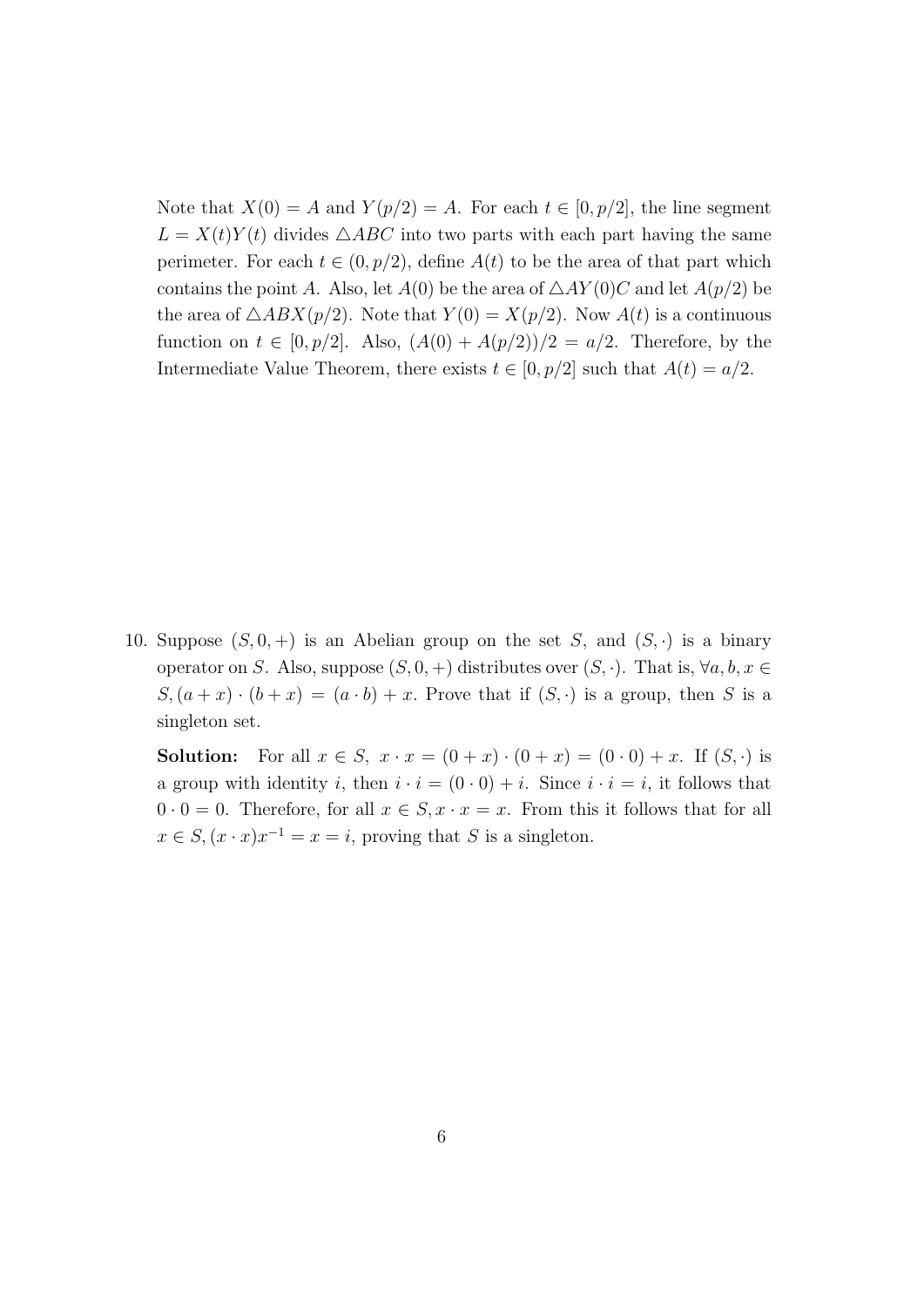Note that $X(0) = A$ and $Y(p/2) = A$. For each $t \in [0, p/2]$, the line segment $L = X(t)Y(t)$ divides $\triangle ABC$ into two parts with each part having the same perimeter. For each $t \in (0, p/2)$, define $A(t)$ to be the area of that part which contains the point $A$. Also, let $A(0)$ be the area of $\triangle AY(0)C$ and let $A(p/2)$ be the area of $\triangle ABX(p/2)$. Note that $Y(0) = X(p/2)$. Now $A(t)$ is a continuous function on $t \in [0, p/2]$. Also, $(A(0) + A(p/2))/2 = a/2$. Therefore, by the Intermediate Value Theorem, there exists $t \in [0, p/2]$ such that $A(t) = a/2$.

10. Suppose $(S, 0, +)$ is an Abelian group on the set $S$, and $(S, \cdot)$ is a binary operator on $S$. Also, suppose $(S, 0, +)$ distributes over $(S, \cdot)$. That is, $\forall a, b, x \in S, (a + x) \cdot (b + x) = (a \cdot b) + x$. Prove that if $(S, \cdot)$ is a group, then $S$ is a singleton set.

    **Solution:** For all $x \in S,\ x \cdot x = (0 + x) \cdot (0 + x) = (0 \cdot 0) + x$. If $(S, \cdot)$ is a group with identity $i$, then $i \cdot i = (0 \cdot 0) + i$. Since $i \cdot i = i$, it follows that $0 \cdot 0 = 0$. Therefore, for all $x \in S, x \cdot x = x$. From this it follows that for all $x \in S, (x \cdot x)x^{-1} = x = i$, proving that $S$ is a singleton.